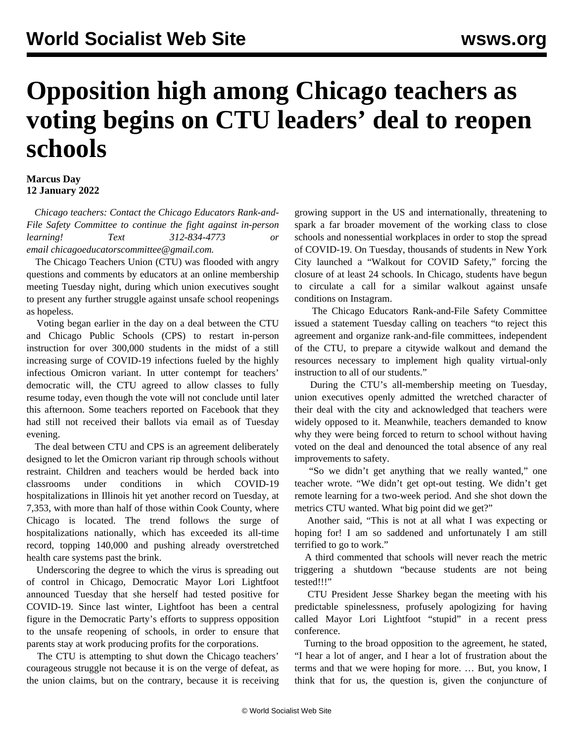# Opposition high among Chicago teachers as voting begins on CTU leaders' deal to reopen schools

**Marcus Day**
**12 January 2022**

*Chicago teachers: Contact the Chicago Educators Rank-and-File Safety Committee to continue the fight against in-person learning! Text 312-834-4773 or email chicagoeducatorscommittee@gmail.com.*

The Chicago Teachers Union (CTU) was flooded with angry questions and comments by educators at an online membership meeting Tuesday night, during which union executives sought to present any further struggle against unsafe school reopenings as hopeless.

Voting began earlier in the day on a deal between the CTU and Chicago Public Schools (CPS) to restart in-person instruction for over 300,000 students in the midst of a still increasing surge of COVID-19 infections fueled by the highly infectious Omicron variant. In utter contempt for teachers' democratic will, the CTU agreed to allow classes to fully resume today, even though the vote will not conclude until later this afternoon. Some teachers reported on Facebook that they had still not received their ballots via email as of Tuesday evening.

The deal between CTU and CPS is an agreement deliberately designed to let the Omicron variant rip through schools without restraint. Children and teachers would be herded back into classrooms under conditions in which COVID-19 hospitalizations in Illinois hit yet another record on Tuesday, at 7,353, with more than half of those within Cook County, where Chicago is located. The trend follows the surge of hospitalizations nationally, which has exceeded its all-time record, topping 140,000 and pushing already overstretched health care systems past the brink.

Underscoring the degree to which the virus is spreading out of control in Chicago, Democratic Mayor Lori Lightfoot announced Tuesday that she herself had tested positive for COVID-19. Since last winter, Lightfoot has been a central figure in the Democratic Party's efforts to suppress opposition to the unsafe reopening of schools, in order to ensure that parents stay at work producing profits for the corporations.

The CTU is attempting to shut down the Chicago teachers' courageous struggle not because it is on the verge of defeat, as the union claims, but on the contrary, because it is receiving growing support in the US and internationally, threatening to spark a far broader movement of the working class to close schools and nonessential workplaces in order to stop the spread of COVID-19. On Tuesday, thousands of students in New York City launched a "Walkout for COVID Safety," forcing the closure of at least 24 schools. In Chicago, students have begun to circulate a call for a similar walkout against unsafe conditions on Instagram.

The Chicago Educators Rank-and-File Safety Committee issued a statement Tuesday calling on teachers "to reject this agreement and organize rank-and-file committees, independent of the CTU, to prepare a citywide walkout and demand the resources necessary to implement high quality virtual-only instruction to all of our students."

During the CTU's all-membership meeting on Tuesday, union executives openly admitted the wretched character of their deal with the city and acknowledged that teachers were widely opposed to it. Meanwhile, teachers demanded to know why they were being forced to return to school without having voted on the deal and denounced the total absence of any real improvements to safety.

"So we didn't get anything that we really wanted," one teacher wrote. "We didn't get opt-out testing. We didn't get remote learning for a two-week period. And she shot down the metrics CTU wanted. What big point did we get?"

Another said, "This is not at all what I was expecting or hoping for! I am so saddened and unfortunately I am still terrified to go to work."

A third commented that schools will never reach the metric triggering a shutdown "because students are not being tested!!!"

CTU President Jesse Sharkey began the meeting with his predictable spinelessness, profusely apologizing for having called Mayor Lori Lightfoot "stupid" in a recent press conference.

Turning to the broad opposition to the agreement, he stated, "I hear a lot of anger, and I hear a lot of frustration about the terms and that we were hoping for more. … But, you know, I think that for us, the question is, given the conjuncture of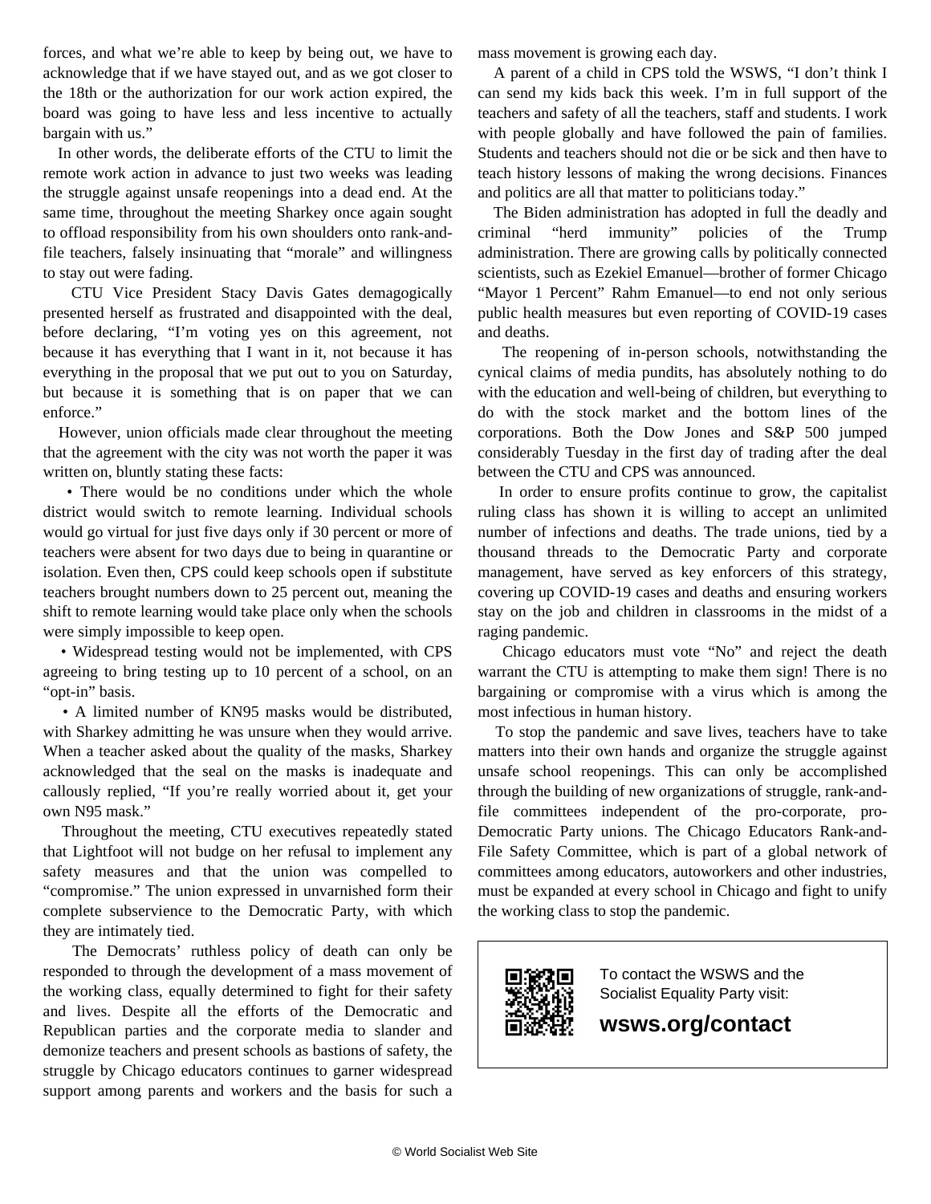forces, and what we're able to keep by being out, we have to acknowledge that if we have stayed out, and as we got closer to the 18th or the authorization for our work action expired, the board was going to have less and less incentive to actually bargain with us."

In other words, the deliberate efforts of the CTU to limit the remote work action in advance to just two weeks was leading the struggle against unsafe reopenings into a dead end. At the same time, throughout the meeting Sharkey once again sought to offload responsibility from his own shoulders onto rank-and-file teachers, falsely insinuating that "morale" and willingness to stay out were fading.

CTU Vice President Stacy Davis Gates demagogically presented herself as frustrated and disappointed with the deal, before declaring, "I'm voting yes on this agreement, not because it has everything that I want in it, not because it has everything in the proposal that we put out to you on Saturday, but because it is something that is on paper that we can enforce."

However, union officials made clear throughout the meeting that the agreement with the city was not worth the paper it was written on, bluntly stating these facts:

- There would be no conditions under which the whole district would switch to remote learning. Individual schools would go virtual for just five days only if 30 percent or more of teachers were absent for two days due to being in quarantine or isolation. Even then, CPS could keep schools open if substitute teachers brought numbers down to 25 percent out, meaning the shift to remote learning would take place only when the schools were simply impossible to keep open.
- Widespread testing would not be implemented, with CPS agreeing to bring testing up to 10 percent of a school, on an "opt-in" basis.
- A limited number of KN95 masks would be distributed, with Sharkey admitting he was unsure when they would arrive. When a teacher asked about the quality of the masks, Sharkey acknowledged that the seal on the masks is inadequate and callously replied, "If you're really worried about it, get your own N95 mask."

Throughout the meeting, CTU executives repeatedly stated that Lightfoot will not budge on her refusal to implement any safety measures and that the union was compelled to "compromise." The union expressed in unvarnished form their complete subservience to the Democratic Party, with which they are intimately tied.

The Democrats' ruthless policy of death can only be responded to through the development of a mass movement of the working class, equally determined to fight for their safety and lives. Despite all the efforts of the Democratic and Republican parties and the corporate media to slander and demonize teachers and present schools as bastions of safety, the struggle by Chicago educators continues to garner widespread support among parents and workers and the basis for such a mass movement is growing each day.

A parent of a child in CPS told the WSWS, "I don't think I can send my kids back this week. I'm in full support of the teachers and safety of all the teachers, staff and students. I work with people globally and have followed the pain of families. Students and teachers should not die or be sick and then have to teach history lessons of making the wrong decisions. Finances and politics are all that matter to politicians today."

The Biden administration has adopted in full the deadly and criminal "herd immunity" policies of the Trump administration. There are growing calls by politically connected scientists, such as Ezekiel Emanuel—brother of former Chicago "Mayor 1 Percent" Rahm Emanuel—to end not only serious public health measures but even reporting of COVID-19 cases and deaths.

The reopening of in-person schools, notwithstanding the cynical claims of media pundits, has absolutely nothing to do with the education and well-being of children, but everything to do with the stock market and the bottom lines of the corporations. Both the Dow Jones and S&P 500 jumped considerably Tuesday in the first day of trading after the deal between the CTU and CPS was announced.

In order to ensure profits continue to grow, the capitalist ruling class has shown it is willing to accept an unlimited number of infections and deaths. The trade unions, tied by a thousand threads to the Democratic Party and corporate management, have served as key enforcers of this strategy, covering up COVID-19 cases and deaths and ensuring workers stay on the job and children in classrooms in the midst of a raging pandemic.

Chicago educators must vote "No" and reject the death warrant the CTU is attempting to make them sign! There is no bargaining or compromise with a virus which is among the most infectious in human history.

To stop the pandemic and save lives, teachers have to take matters into their own hands and organize the struggle against unsafe school reopenings. This can only be accomplished through the building of new organizations of struggle, rank-and-file committees independent of the pro-corporate, pro-Democratic Party unions. The Chicago Educators Rank-and-File Safety Committee, which is part of a global network of committees among educators, autoworkers and other industries, must be expanded at every school in Chicago and fight to unify the working class to stop the pandemic.

To contact the WSWS and the Socialist Equality Party visit:

**wsws.org/contact**